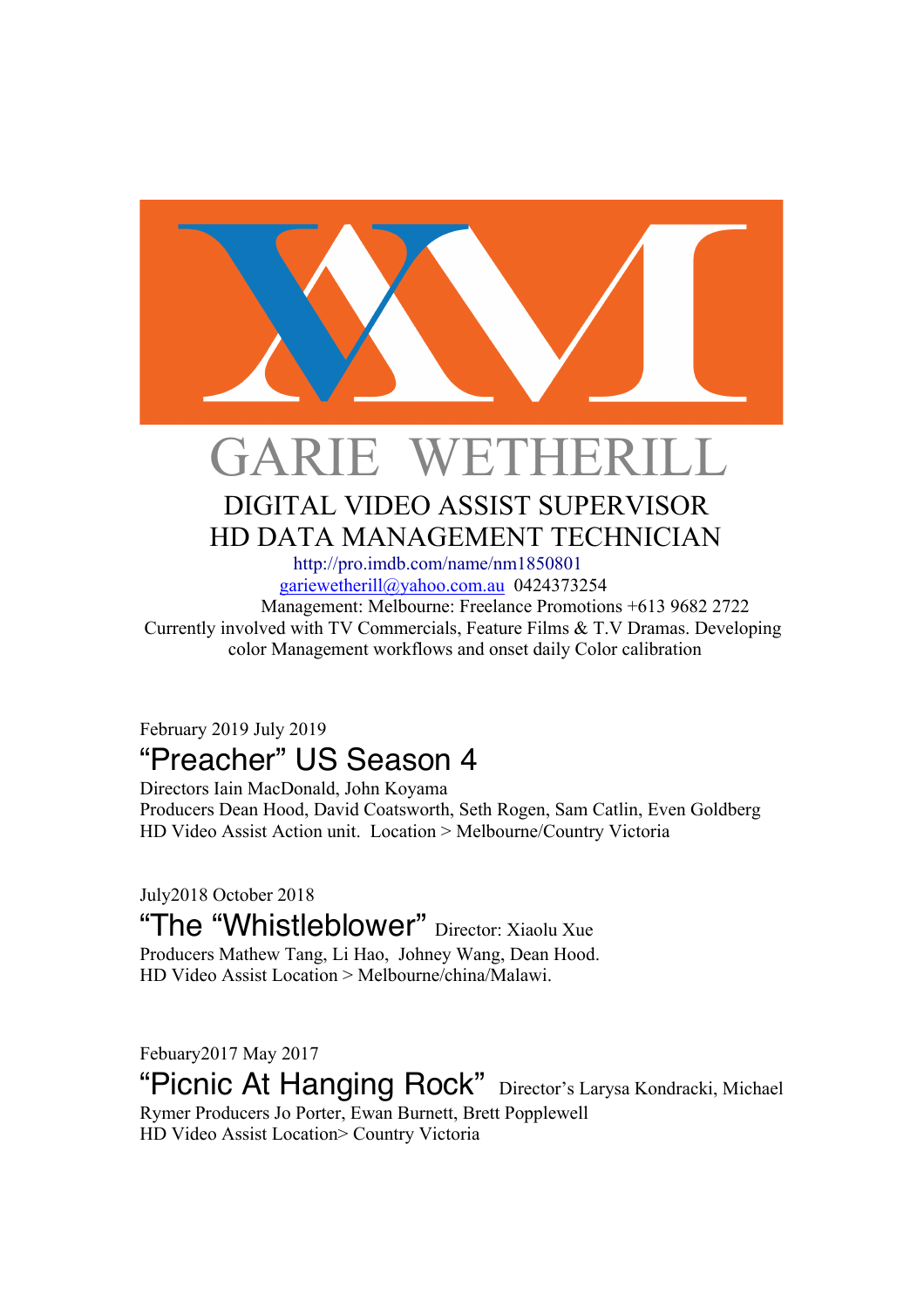# GARIE WETHERILL

## DIGITAL VIDEO ASSIST SUPERVISOR
## HD DATA MANAGEMENT TECHNICIAN

http://pro.imdb.com/name/nm1850801
gariewetherill@yahoo.com.au 0424373254
Management: Melbourne: Freelance Promotions +613 9682 2722
Currently involved with TV Commercials, Feature Films & T.V Dramas. Developing color Management workflows and onset daily Color calibration

February 2019 July 2019

### "Preacher" US Season 4

Directors Iain MacDonald, John Koyama
Producers Dean Hood, David Coatsworth, Seth Rogen, Sam Catlin, Even Goldberg
HD Video Assist Action unit. Location > Melbourne/Country Victoria

July2018 October 2018

### "The "Whistleblower" Director: Xiaolu Xue

Producers Mathew Tang, Li Hao, Johney Wang, Dean Hood.
HD Video Assist Location > Melbourne/china/Malawi.

Febuary2017 May 2017

### "Picnic At Hanging Rock" Director's Larysa Kondracki, Michael

Rymer Producers Jo Porter, Ewan Burnett, Brett Popplewell
HD Video Assist Location> Country Victoria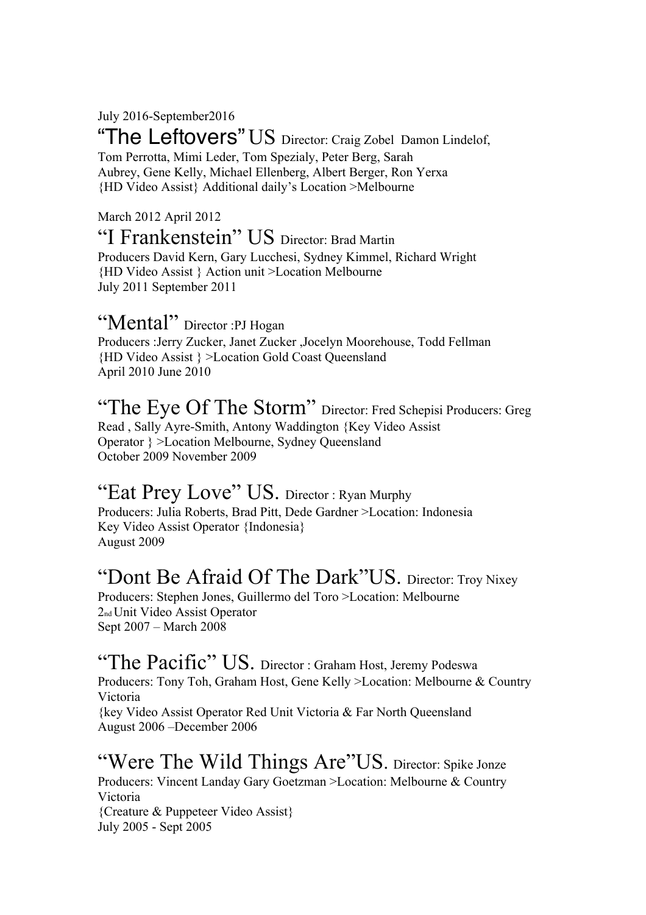July 2016-September2016

### “The Leftovers” US Director: Craig Zobel Damon Lindelof, Tom Perrotta, Mimi Leder, Tom Spezialy, Peter Berg, Sarah Aubrey, Gene Kelly, Michael Ellenberg, Albert Berger, Ron Yerxa

{HD Video Assist} Additional daily’s Location >Melbourne

March 2012 April 2012

### “I Frankenstein” US Director: Brad Martin

Producers David Kern, Gary Lucchesi, Sydney Kimmel, Richard Wright
{HD Video Assist } Action unit >Location Melbourne
July 2011 September 2011

### “Mental” Director :PJ Hogan

Producers :Jerry Zucker, Janet Zucker ,Jocelyn Moorehouse, Todd Fellman
{HD Video Assist } >Location Gold Coast Queensland
April 2010 June 2010

### “The Eye Of The Storm” Director: Fred Schepisi Producers: Greg Read , Sally Ayre-Smith, Antony Waddington {Key Video Assist Operator } >Location Melbourne, Sydney Queensland

October 2009 November 2009

### “Eat Prey Love” US. Director : Ryan Murphy

Producers: Julia Roberts, Brad Pitt, Dede Gardner >Location: Indonesia
Key Video Assist Operator {Indonesia}
August 2009

### “Dont Be Afraid Of The Dark”US. Director: Troy Nixey

Producers: Stephen Jones, Guillermo del Toro >Location: Melbourne
2nd Unit Video Assist Operator
Sept 2007 – March 2008

### “The Pacific” US. Director : Graham Host, Jeremy Podeswa

Producers: Tony Toh, Graham Host, Gene Kelly >Location: Melbourne & Country Victoria
{key Video Assist Operator Red Unit Victoria & Far North Queensland
August 2006 –December 2006

### “Were The Wild Things Are”US. Director: Spike Jonze

Producers: Vincent Landay Gary Goetzman >Location: Melbourne & Country Victoria
{Creature & Puppeteer Video Assist}
July 2005 - Sept 2005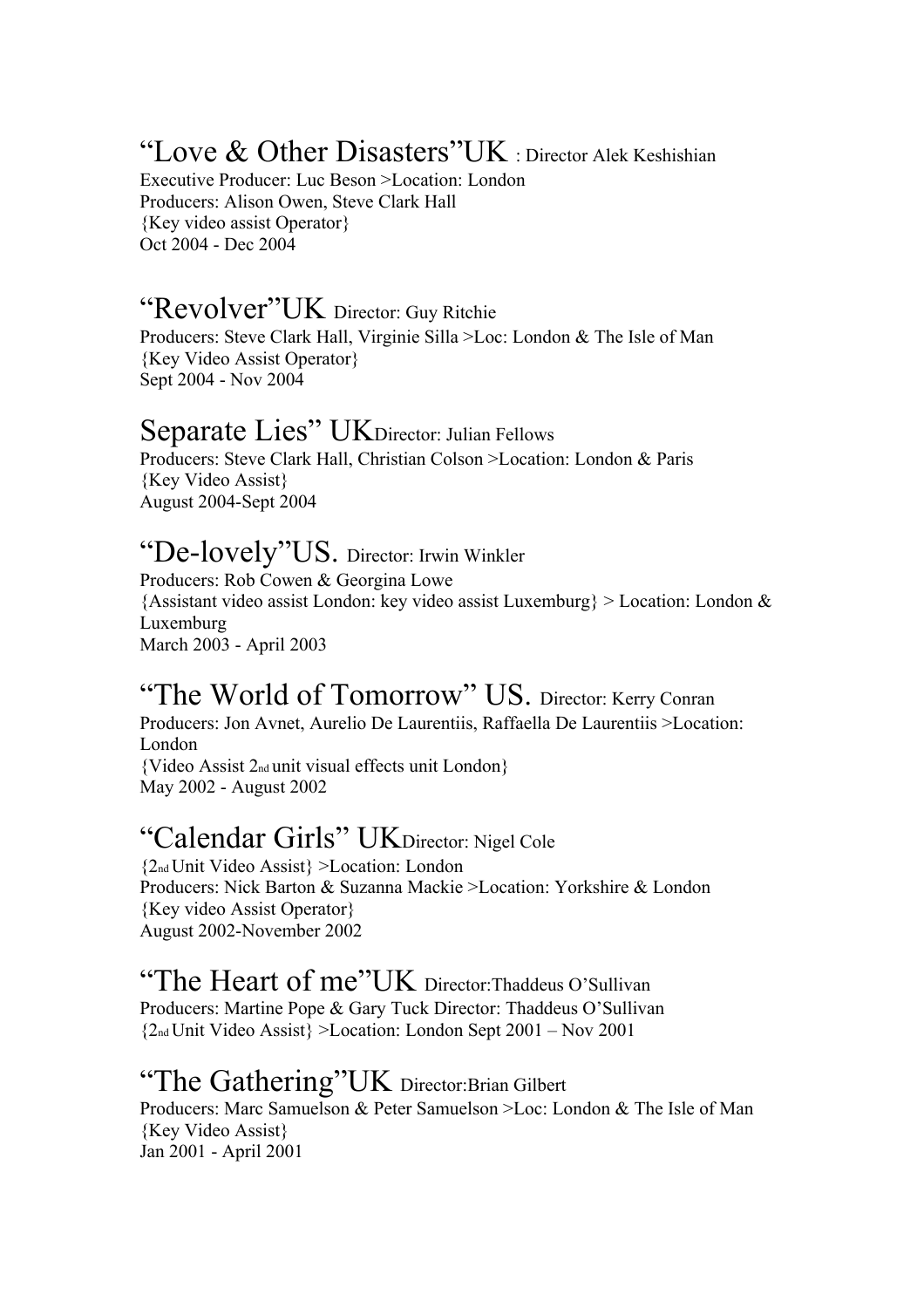## "Love & Other Disasters"UK : Director Alek Keshishian

Executive Producer: Luc Beson >Location: London
Producers: Alison Owen, Steve Clark Hall
{Key video assist Operator}
Oct 2004 - Dec 2004

## "Revolver"UK Director: Guy Ritchie

Producers: Steve Clark Hall, Virginie Silla >Loc: London & The Isle of Man
{Key Video Assist Operator}
Sept 2004 - Nov 2004

## Separate Lies" UKDirector: Julian Fellows

Producers: Steve Clark Hall, Christian Colson >Location: London & Paris
{Key Video Assist}
August 2004-Sept 2004

## "De-lovely"US. Director: Irwin Winkler

Producers: Rob Cowen & Georgina Lowe
{Assistant video assist London: key video assist Luxemburg} > Location: London & Luxemburg
March 2003 - April 2003

## "The World of Tomorrow" US. Director: Kerry Conran

Producers: Jon Avnet, Aurelio De Laurentiis, Raffaella De Laurentiis >Location: London
{Video Assist 2nd unit visual effects unit London}
May 2002 - August 2002

## "Calendar Girls" UKDirector: Nigel Cole

{2nd Unit Video Assist} >Location: London
Producers: Nick Barton & Suzanna Mackie >Location: Yorkshire & London
{Key video Assist Operator}
August 2002-November 2002

## "The Heart of me"UK Director:Thaddeus O'Sullivan

Producers: Martine Pope & Gary Tuck Director: Thaddeus O'Sullivan
{2nd Unit Video Assist} >Location: London Sept 2001 – Nov 2001

## "The Gathering"UK Director:Brian Gilbert

Producers: Marc Samuelson & Peter Samuelson >Loc: London & The Isle of Man
{Key Video Assist}
Jan 2001 - April 2001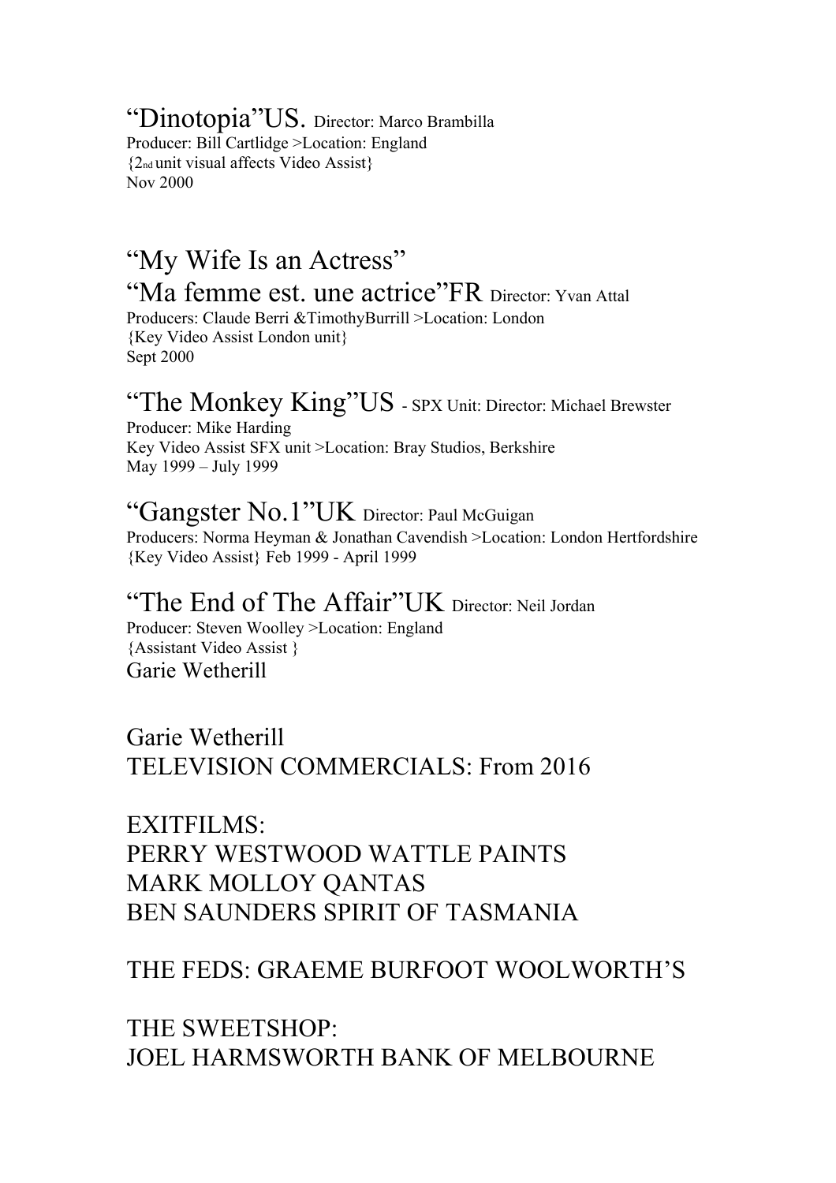"Dinotopia"US. Director: Marco Brambilla
Producer: Bill Cartlidge >Location: England
{2nd unit visual affects Video Assist}
Nov 2000

"My Wife Is an Actress"
"Ma femme est. une actrice"FR Director: Yvan Attal
Producers: Claude Berri &TimothyBurrill >Location: London
{Key Video Assist London unit}
Sept 2000

"The Monkey King"US - SPX Unit: Director: Michael Brewster
Producer: Mike Harding
Key Video Assist SFX unit >Location: Bray Studios, Berkshire
May 1999 – July 1999

"Gangster No.1"UK Director: Paul McGuigan
Producers: Norma Heyman & Jonathan Cavendish >Location: London Hertfordshire
{Key Video Assist} Feb 1999 - April 1999

"The End of The Affair"UK Director: Neil Jordan
Producer: Steven Woolley >Location: England
{Assistant Video Assist }
Garie Wetherill

Garie Wetherill
TELEVISION COMMERCIALS: From 2016

EXITFILMS:
PERRY WESTWOOD WATTLE PAINTS
MARK MOLLOY QANTAS
BEN SAUNDERS SPIRIT OF TASMANIA

THE FEDS: GRAEME BURFOOT WOOLWORTH'S

THE SWEETSHOP:
JOEL HARMSWORTH BANK OF MELBOURNE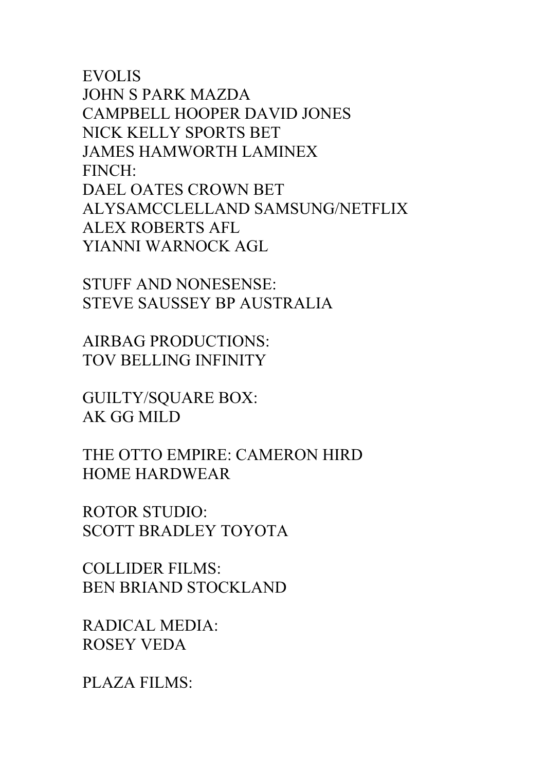EVOLIS
JOHN S PARK MAZDA
CAMPBELL HOOPER DAVID JONES
NICK KELLY SPORTS BET
JAMES HAMWORTH LAMINEX
FINCH:
DAEL OATES CROWN BET
ALYSAMCCLELLAND SAMSUNG/NETFLIX
ALEX ROBERTS AFL
YIANNI WARNOCK AGL

STUFF AND NONESENSE:
STEVE SAUSSEY BP AUSTRALIA

AIRBAG PRODUCTIONS:
TOV BELLING INFINITY

GUILTY/SQUARE BOX:
AK GG MILD

THE OTTO EMPIRE: CAMERON HIRD
HOME HARDWEAR

ROTOR STUDIO:
SCOTT BRADLEY TOYOTA

COLLIDER FILMS:
BEN BRIAND STOCKLAND

RADICAL MEDIA:
ROSEY VEDA

PLAZA FILMS: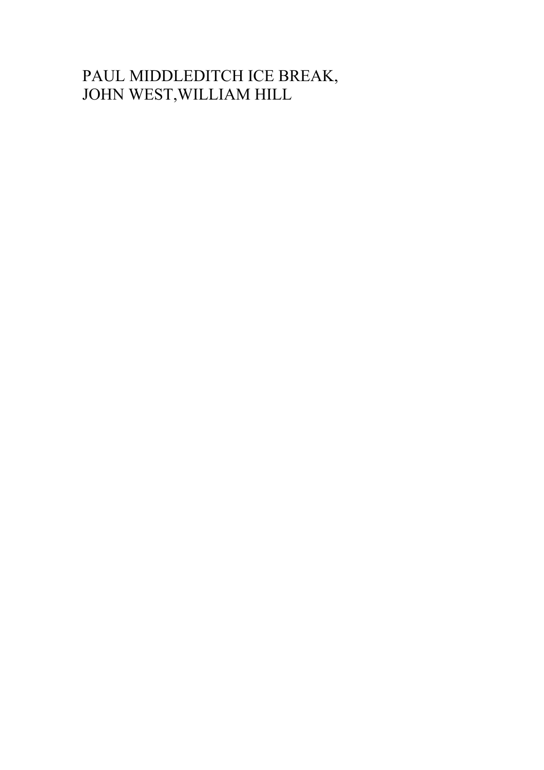PAUL MIDDLEDITCH ICE BREAK,
JOHN WEST,WILLIAM HILL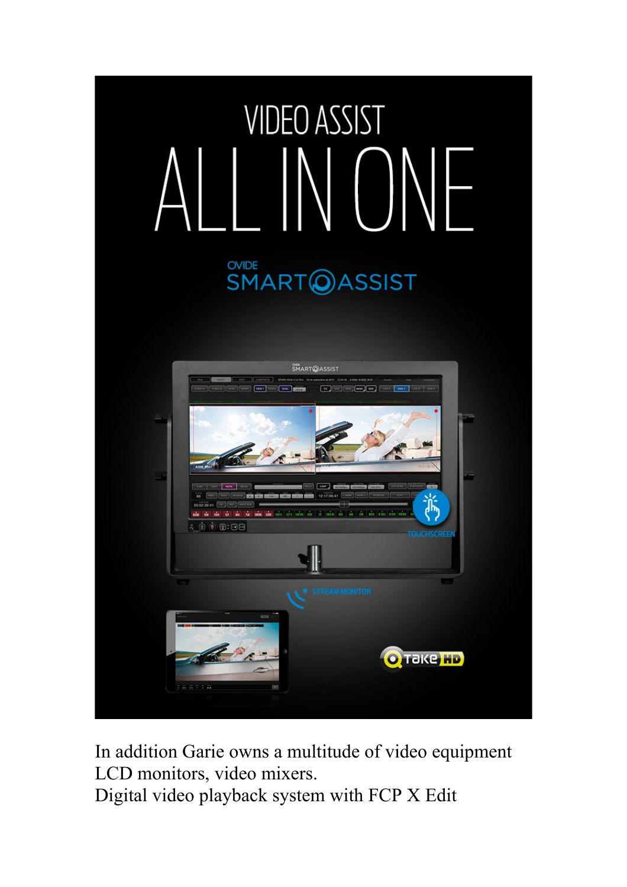# VIDEO ASSIST

# ALL IN ONE

OVIDE SMART ASSIST

TOUCHSCREEN

STREAM MONITOR

QTake HD

In addition Garie owns a multitude of video equipment LCD monitors, video mixers.
Digital video playback system with FCP X Edit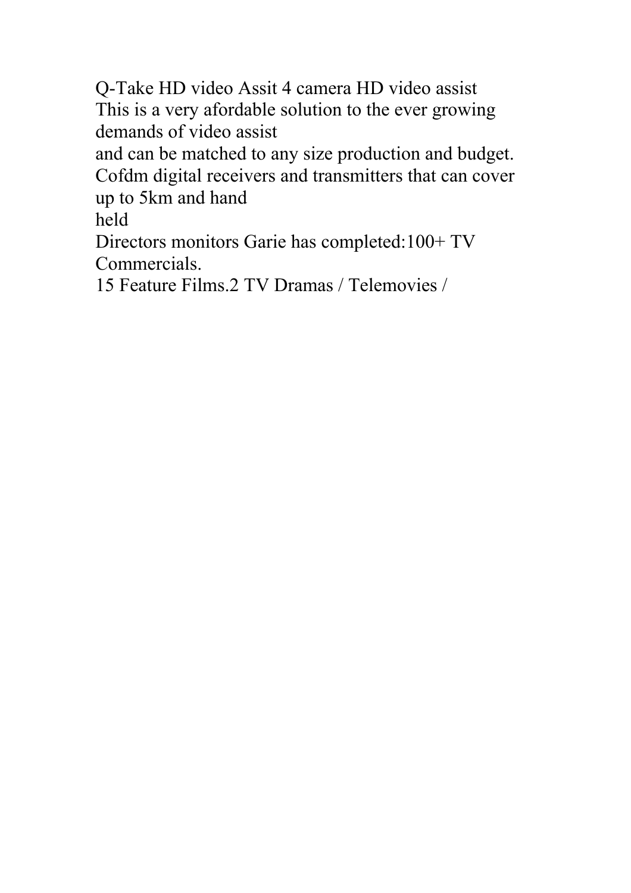Q-Take HD video Assit 4 camera HD video assist
This is a very afordable solution to the ever growing demands of video assist
and can be matched to any size production and budget.
Cofdm digital receivers and transmitters that can cover up to 5km and hand
held
Directors monitors Garie has completed:100+ TV Commercials.
15 Feature Films.2 TV Dramas / Telemovies /